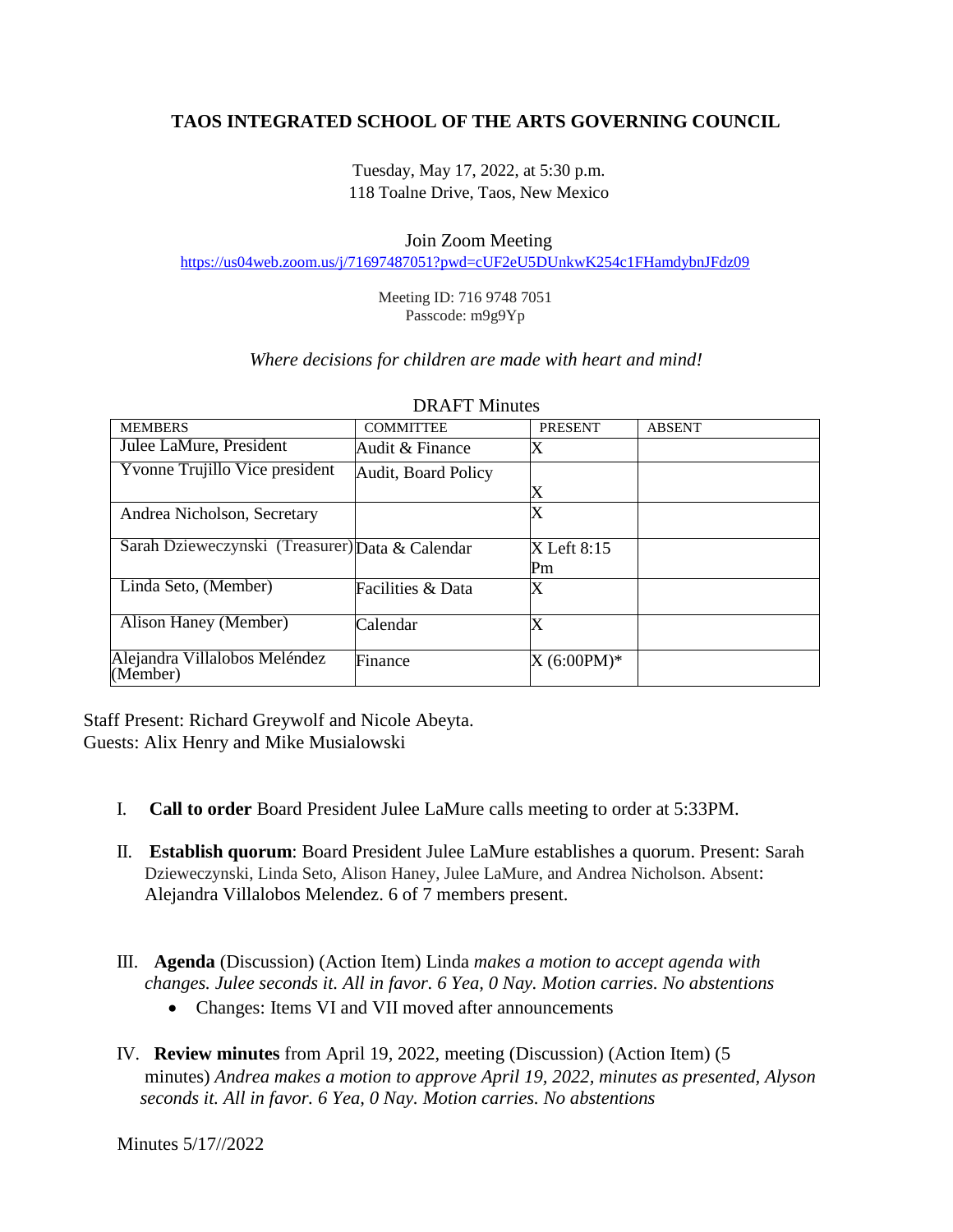# TAOS INTEGRATED SCHOOL OF THE ARTS GOVERNING COUNCIL

Tuesday, May 17, 2022, at 5:30 p.m.
118 Toalne Drive, Taos, New Mexico

Join Zoom Meeting
https://us04web.zoom.us/j/71697487051?pwd=cUF2eU5DUnkwK254c1FHamdybnJFdz09

Meeting ID: 716 9748 7051
Passcode: m9g9Yp

*Where decisions for children are made with heart and mind!*

DRAFT Minutes

| MEMBERS | COMMITTEE | PRESENT | ABSENT |
|---|---|---|---|
| Julee LaMure, President | Audit & Finance | X | |
| Yvonne Trujillo Vice president | Audit, Board Policy | X | |
| Andrea Nicholson, Secretary | | X | |
| Sarah Dzieweczynski (Treasurer) | Data & Calendar | X Left 8:15 Pm | |
| Linda Seto, (Member) | Facilities & Data | X | |
| Alison Haney (Member) | Calendar | X | |
| Alejandra Villalobos Meléndez (Member) | Finance | X (6:00PM)* | |

Staff Present: Richard Greywolf and Nicole Abeyta.
Guests: Alix Henry and Mike Musialowski

I. **Call to order** Board President Julee LaMure calls meeting to order at 5:33PM.

II. **Establish quorum**: Board President Julee LaMure establishes a quorum. Present: Sarah Dzieweczynski, Linda Seto, Alison Haney, Julee LaMure, and Andrea Nicholson. Absent: Alejandra Villalobos Melendez. 6 of 7 members present.

III. **Agenda** (Discussion) (Action Item) Linda *makes a motion to accept agenda with changes. Julee seconds it. All in favor. 6 Yea, 0 Nay. Motion carries. No abstentions*

- Changes: Items VI and VII moved after announcements

IV. **Review minutes** from April 19, 2022, meeting (Discussion) (Action Item) (5 minutes) *Andrea makes a motion to approve April 19, 2022, minutes as presented, Alyson seconds it. All in favor. 6 Yea, 0 Nay. Motion carries. No abstentions*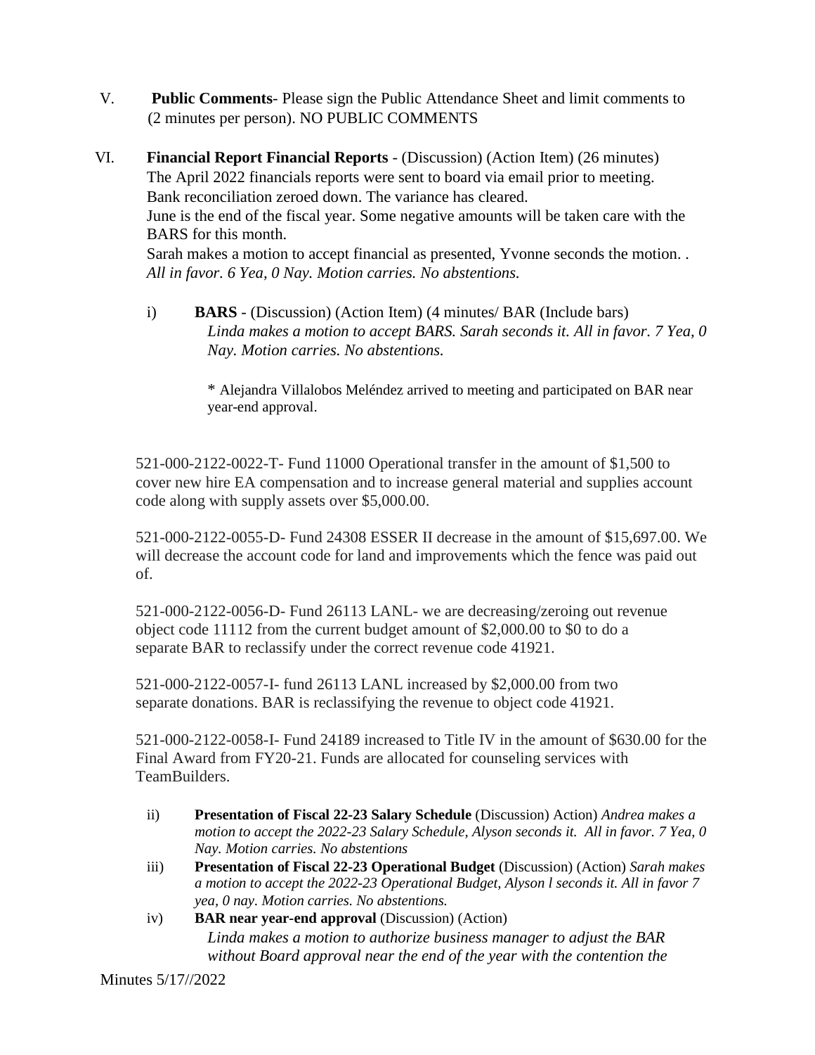V. **Public Comments**- Please sign the Public Attendance Sheet and limit comments to (2 minutes per person). NO PUBLIC COMMENTS

VI. **Financial Report Financial Reports** - (Discussion) (Action Item) (26 minutes)
The April 2022 financials reports were sent to board via email prior to meeting.
Bank reconciliation zeroed down. The variance has cleared.
June is the end of the fiscal year. Some negative amounts will be taken care with the BARS for this month.
Sarah makes a motion to accept financial as presented, Yvonne seconds the motion. .
*All in favor. 6 Yea, 0 Nay. Motion carries. No abstentions.*

i) **BARS** - (Discussion) (Action Item) (4 minutes/ BAR (Include bars)
*Linda makes a motion to accept BARS. Sarah seconds it. All in favor. 7 Yea, 0 Nay. Motion carries. No abstentions.*

\* Alejandra Villalobos Meléndez arrived to meeting and participated on BAR near year-end approval.

521-000-2122-0022-T- Fund 11000 Operational transfer in the amount of $1,500 to cover new hire EA compensation and to increase general material and supplies account code along with supply assets over $5,000.00.

521-000-2122-0055-D- Fund 24308 ESSER II decrease in the amount of $15,697.00. We will decrease the account code for land and improvements which the fence was paid out of.

521-000-2122-0056-D- Fund 26113 LANL- we are decreasing/zeroing out revenue object code 11112 from the current budget amount of $2,000.00 to $0 to do a separate BAR to reclassify under the correct revenue code 41921.

521-000-2122-0057-I- fund 26113 LANL increased by $2,000.00 from two separate donations. BAR is reclassifying the revenue to object code 41921.

521-000-2122-0058-I- Fund 24189 increased to Title IV in the amount of $630.00 for the Final Award from FY20-21. Funds are allocated for counseling services with TeamBuilders.

ii) **Presentation of Fiscal 22-23 Salary Schedule** (Discussion) Action) *Andrea makes a motion to accept the 2022-23 Salary Schedule, Alyson seconds it. All in favor. 7 Yea, 0 Nay. Motion carries. No abstentions*

iii) **Presentation of Fiscal 22-23 Operational Budget** (Discussion) (Action) *Sarah makes a motion to accept the 2022-23 Operational Budget, Alyson l seconds it. All in favor 7 yea, 0 nay. Motion carries. No abstentions.*

iv) **BAR near year-end approval** (Discussion) (Action)
*Linda makes a motion to authorize business manager to adjust the BAR without Board approval near the end of the year with the contention the*

Minutes 5/17//2022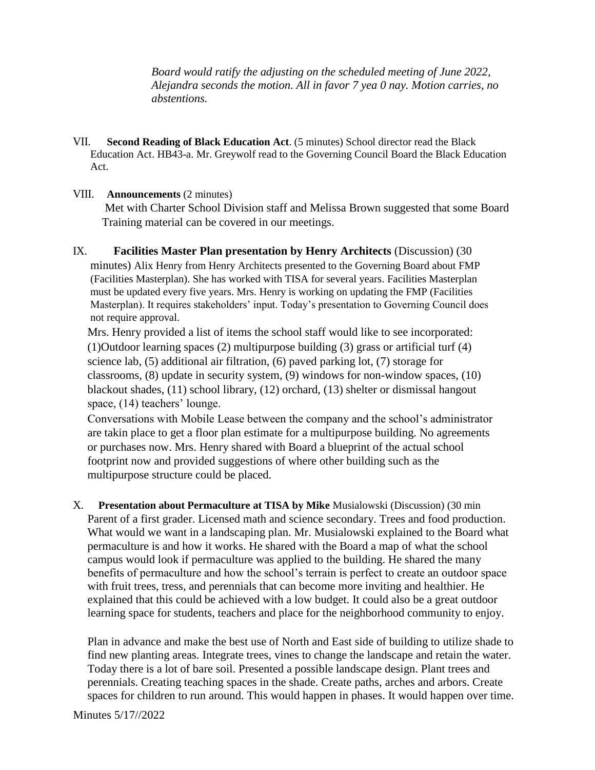*Board would ratify the adjusting on the scheduled meeting of June 2022, Alejandra seconds the motion. All in favor 7 yea 0 nay. Motion carries, no abstentions.*

VII. **Second Reading of Black Education Act**. (5 minutes) School director read the Black Education Act. HB43-a. Mr. Greywolf read to the Governing Council Board the Black Education Act.

VIII. **Announcements** (2 minutes)
Met with Charter School Division staff and Melissa Brown suggested that some Board Training material can be covered in our meetings.

IX. **Facilities Master Plan presentation by Henry Architects** (Discussion) (30 minutes) Alix Henry from Henry Architects presented to the Governing Board about FMP (Facilities Masterplan). She has worked with TISA for several years. Facilities Masterplan must be updated every five years. Mrs. Henry is working on updating the FMP (Facilities Masterplan). It requires stakeholders' input. Today's presentation to Governing Council does not require approval.

Mrs. Henry provided a list of items the school staff would like to see incorporated: (1)Outdoor learning spaces (2) multipurpose building (3) grass or artificial turf (4) science lab, (5) additional air filtration, (6) paved parking lot, (7) storage for classrooms, (8) update in security system, (9) windows for non-window spaces, (10) blackout shades, (11) school library, (12) orchard, (13) shelter or dismissal hangout space, (14) teachers' lounge.

Conversations with Mobile Lease between the company and the school's administrator are takin place to get a floor plan estimate for a multipurpose building. No agreements or purchases now. Mrs. Henry shared with Board a blueprint of the actual school footprint now and provided suggestions of where other building such as the multipurpose structure could be placed.

X. **Presentation about Permaculture at TISA by Mike** Musialowski (Discussion) (30 min
Parent of a first grader. Licensed math and science secondary. Trees and food production. What would we want in a landscaping plan. Mr. Musialowski explained to the Board what permaculture is and how it works. He shared with the Board a map of what the school campus would look if permaculture was applied to the building. He shared the many benefits of permaculture and how the school's terrain is perfect to create an outdoor space with fruit trees, tress, and perennials that can become more inviting and healthier. He explained that this could be achieved with a low budget. It could also be a great outdoor learning space for students, teachers and place for the neighborhood community to enjoy.

Plan in advance and make the best use of North and East side of building to utilize shade to find new planting areas. Integrate trees, vines to change the landscape and retain the water. Today there is a lot of bare soil. Presented a possible landscape design. Plant trees and perennials. Creating teaching spaces in the shade. Create paths, arches and arbors. Create spaces for children to run around. This would happen in phases. It would happen over time.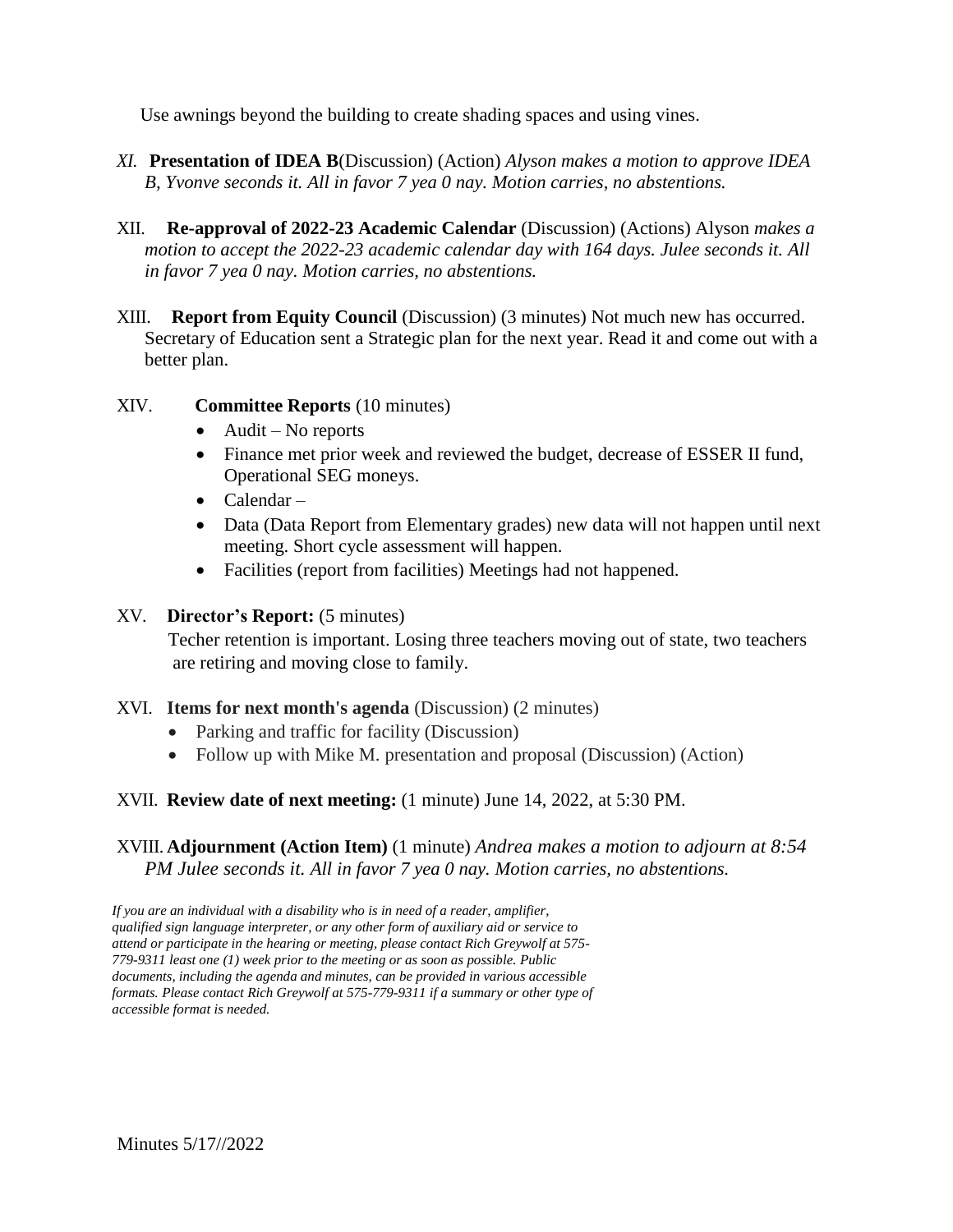Use awnings beyond the building to create shading spaces and using vines.

*XI.* **Presentation of IDEA B**(Discussion) (Action) *Alyson makes a motion to approve IDEA B, Yvonve seconds it. All in favor 7 yea 0 nay. Motion carries, no abstentions.*

XII. **Re-approval of 2022-23 Academic Calendar** (Discussion) (Actions) Alyson *makes a motion to accept the 2022-23 academic calendar day with 164 days. Julee seconds it. All in favor 7 yea 0 nay. Motion carries, no abstentions.*

XIII. **Report from Equity Council** (Discussion) (3 minutes) Not much new has occurred. Secretary of Education sent a Strategic plan for the next year. Read it and come out with a better plan.

XIV. **Committee Reports** (10 minutes)

- Audit – No reports
- Finance met prior week and reviewed the budget, decrease of ESSER II fund, Operational SEG moneys.
- Calendar –
- Data (Data Report from Elementary grades) new data will not happen until next meeting. Short cycle assessment will happen.
- Facilities (report from facilities) Meetings had not happened.

XV. **Director's Report:** (5 minutes)

Techer retention is important. Losing three teachers moving out of state, two teachers are retiring and moving close to family.

XVI. **Items for next month's agenda** (Discussion) (2 minutes)

- Parking and traffic for facility (Discussion)
- Follow up with Mike M. presentation and proposal (Discussion) (Action)

XVII. **Review date of next meeting:** (1 minute) June 14, 2022, at 5:30 PM.

XVIII. **Adjournment (Action Item)** (1 minute) *Andrea makes a motion to adjourn at 8:54 PM Julee seconds it. All in favor 7 yea 0 nay. Motion carries, no abstentions.*

*If you are an individual with a disability who is in need of a reader, amplifier, qualified sign language interpreter, or any other form of auxiliary aid or service to attend or participate in the hearing or meeting, please contact Rich Greywolf at 575-779-9311 least one (1) week prior to the meeting or as soon as possible. Public documents, including the agenda and minutes, can be provided in various accessible formats. Please contact Rich Greywolf at 575-779-9311 if a summary or other type of accessible format is needed.*